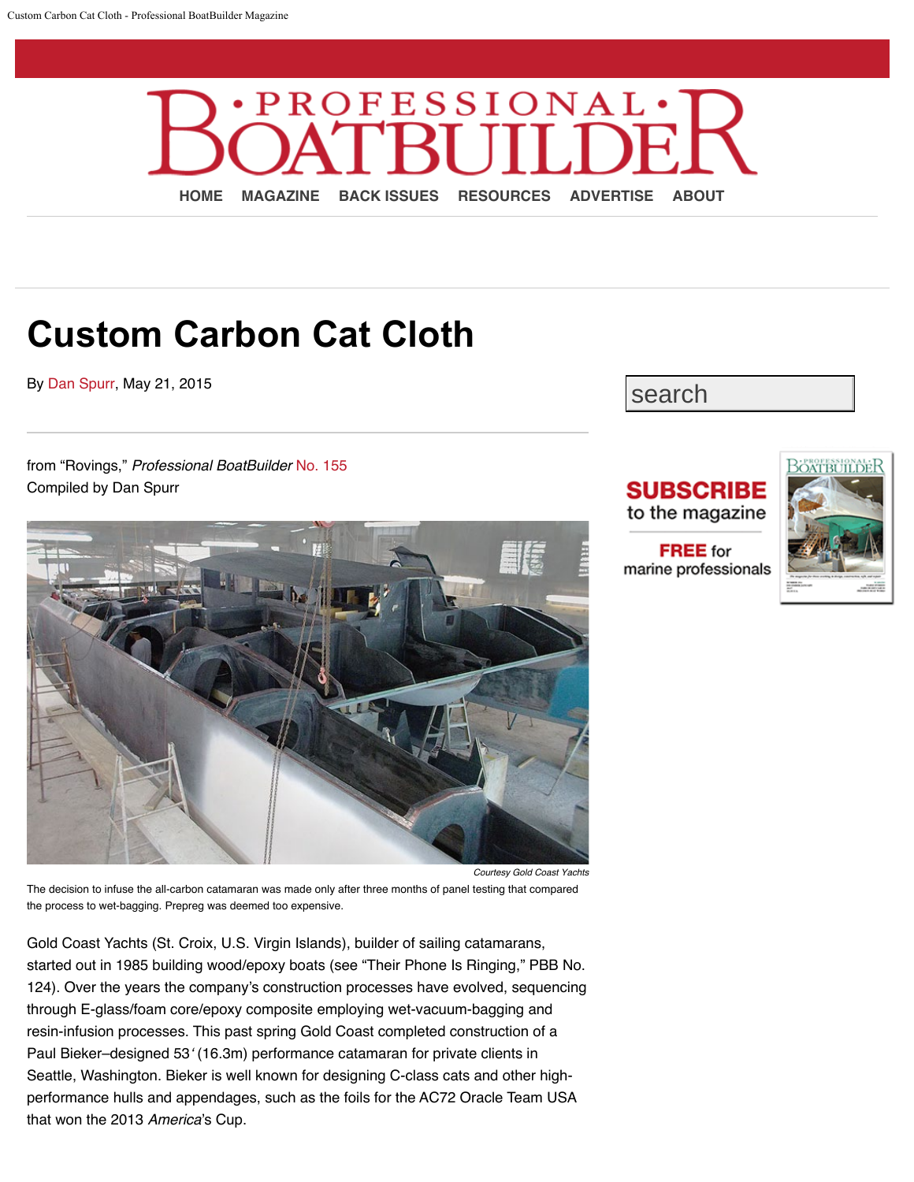# Custom Carbon Cat Cloth

By Dan Spurr, May 21, 2015

from "Rovings," *Professional BoatBuilder* No. 155
Compiled by Dan Spurr

*Courtesy Gold Coast Yachts*

The decision to infuse the all-carbon catamaran was made only after three months of panel testing that compared the process to wet-bagging. Prepreg was deemed too expensive.

Gold Coast Yachts (St. Croix, U.S. Virgin Islands), builder of sailing catamarans, started out in 1985 building wood/epoxy boats (see "Their Phone Is Ringing," PBB No. 124). Over the years the company's construction processes have evolved, sequencing through E-glass/foam core/epoxy composite employing wet-vacuum-bagging and resin-infusion processes. This past spring Gold Coast completed construction of a Paul Bieker–designed 53' (16.3m) performance catamaran for private clients in Seattle, Washington. Bieker is well known for designing C-class cats and other high-performance hulls and appendages, such as the foils for the AC72 Oracle Team USA that won the 2013 *America*'s Cup.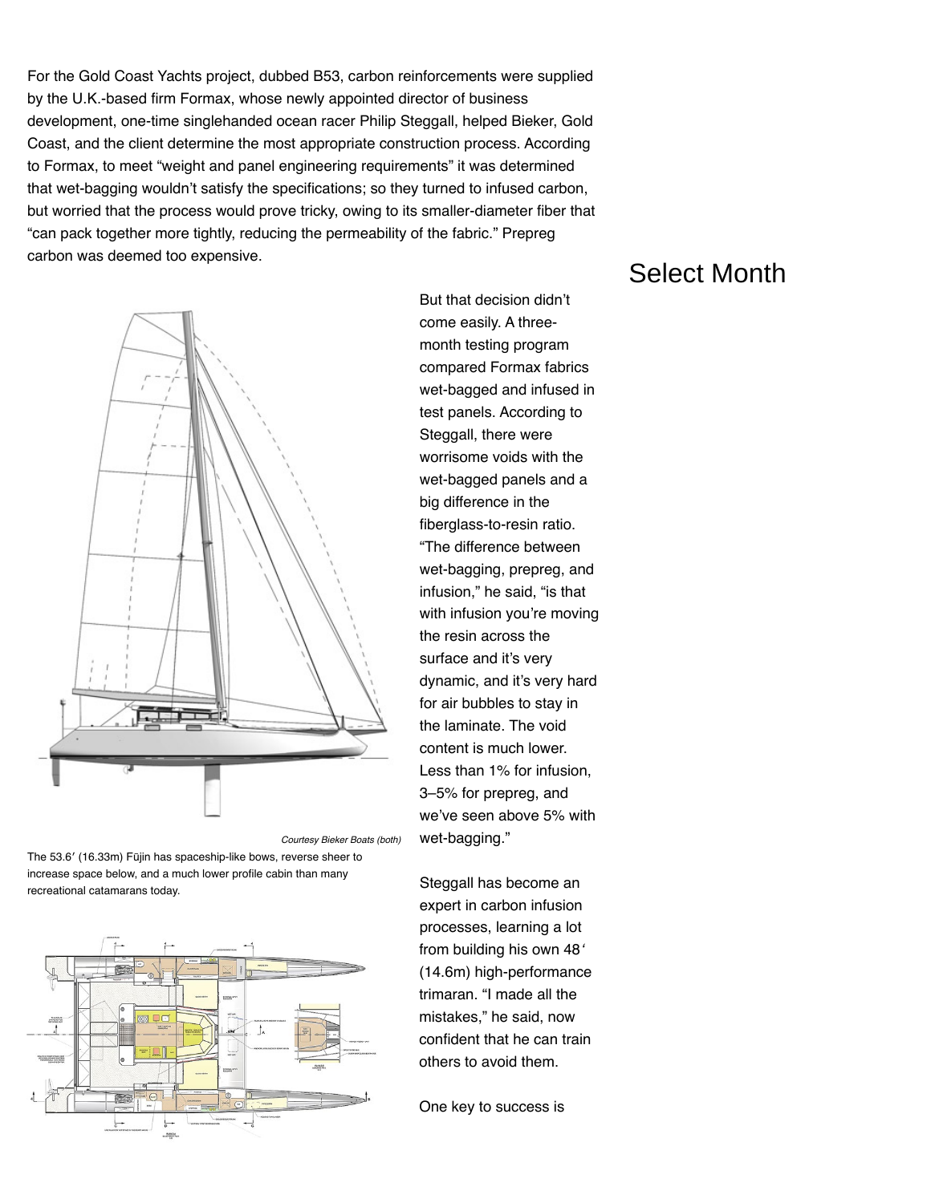For the Gold Coast Yachts project, dubbed B53, carbon reinforcements were supplied by the U.K.-based firm Formax, whose newly appointed director of business development, one-time singlehanded ocean racer Philip Steggall, helped Bieker, Gold Coast, and the client determine the most appropriate construction process. According to Formax, to meet "weight and panel engineering requirements" it was determined that wet-bagging wouldn't satisfy the specifications; so they turned to infused carbon, but worried that the process would prove tricky, owing to its smaller-diameter fiber that "can pack together more tightly, reducing the permeability of the fabric." Prepreg carbon was deemed too expensive.

Select Month

*Courtesy Bieker Boats (both)*

The 53.6′ (16.33m) Fūjin has spaceship-like bows, reverse sheer to increase space below, and a much lower profile cabin than many recreational catamarans today.

But that decision didn't come easily. A three-month testing program compared Formax fabrics wet-bagged and infused in test panels. According to Steggall, there were worrisome voids with the wet-bagged panels and a big difference in the fiberglass-to-resin ratio. "The difference between wet-bagging, prepreg, and infusion," he said, "is that with infusion you're moving the resin across the surface and it's very dynamic, and it's very hard for air bubbles to stay in the laminate. The void content is much lower. Less than 1% for infusion, 3–5% for prepreg, and we've seen above 5% with wet-bagging."

Steggall has become an expert in carbon infusion processes, learning a lot from building his own 48′ (14.6m) high-performance trimaran. "I made all the mistakes," he said, now confident that he can train others to avoid them.

One key to success is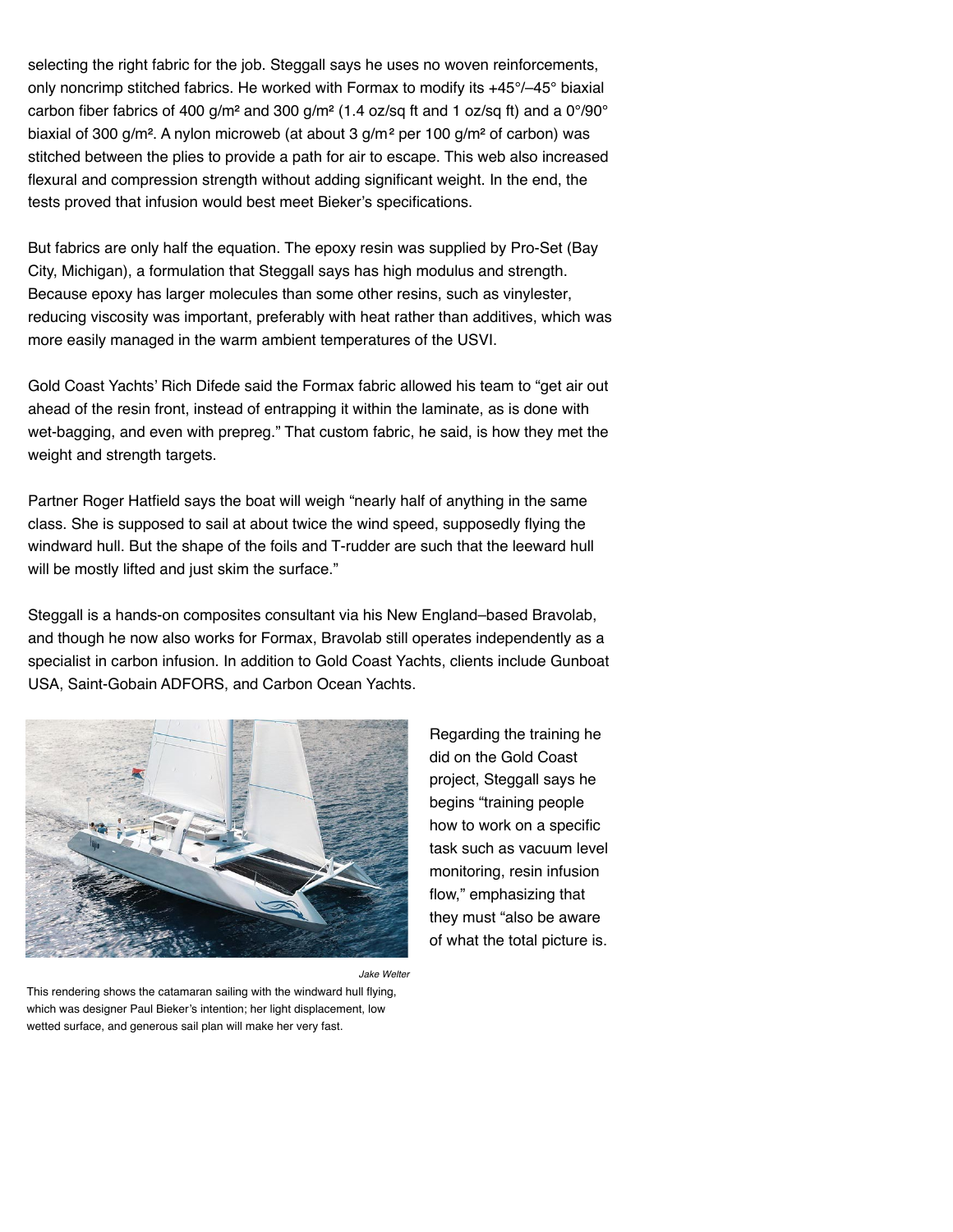selecting the right fabric for the job. Steggall says he uses no woven reinforcements, only noncrimp stitched fabrics. He worked with Formax to modify its +45°/–45° biaxial carbon fiber fabrics of 400 g/m² and 300 g/m² (1.4 oz/sq ft and 1 oz/sq ft) and a 0°/90° biaxial of 300 g/m². A nylon microweb (at about 3 g/m² per 100 g/m² of carbon) was stitched between the plies to provide a path for air to escape. This web also increased flexural and compression strength without adding significant weight. In the end, the tests proved that infusion would best meet Bieker's specifications.

But fabrics are only half the equation. The epoxy resin was supplied by Pro-Set (Bay City, Michigan), a formulation that Steggall says has high modulus and strength. Because epoxy has larger molecules than some other resins, such as vinylester, reducing viscosity was important, preferably with heat rather than additives, which was more easily managed in the warm ambient temperatures of the USVI.

Gold Coast Yachts' Rich Difede said the Formax fabric allowed his team to "get air out ahead of the resin front, instead of entrapping it within the laminate, as is done with wet-bagging, and even with prepreg." That custom fabric, he said, is how they met the weight and strength targets.

Partner Roger Hatfield says the boat will weigh "nearly half of anything in the same class. She is supposed to sail at about twice the wind speed, supposedly flying the windward hull. But the shape of the foils and T-rudder are such that the leeward hull will be mostly lifted and just skim the surface."

Steggall is a hands-on composites consultant via his New England–based Bravolab, and though he now also works for Formax, Bravolab still operates independently as a specialist in carbon infusion. In addition to Gold Coast Yachts, clients include Gunboat USA, Saint-Gobain ADFORS, and Carbon Ocean Yachts.

*Jake Welter*

This rendering shows the catamaran sailing with the windward hull flying, which was designer Paul Bieker's intention; her light displacement, low wetted surface, and generous sail plan will make her very fast.

Regarding the training he did on the Gold Coast project, Steggall says he begins "training people how to work on a specific task such as vacuum level monitoring, resin infusion flow," emphasizing that they must "also be aware of what the total picture is.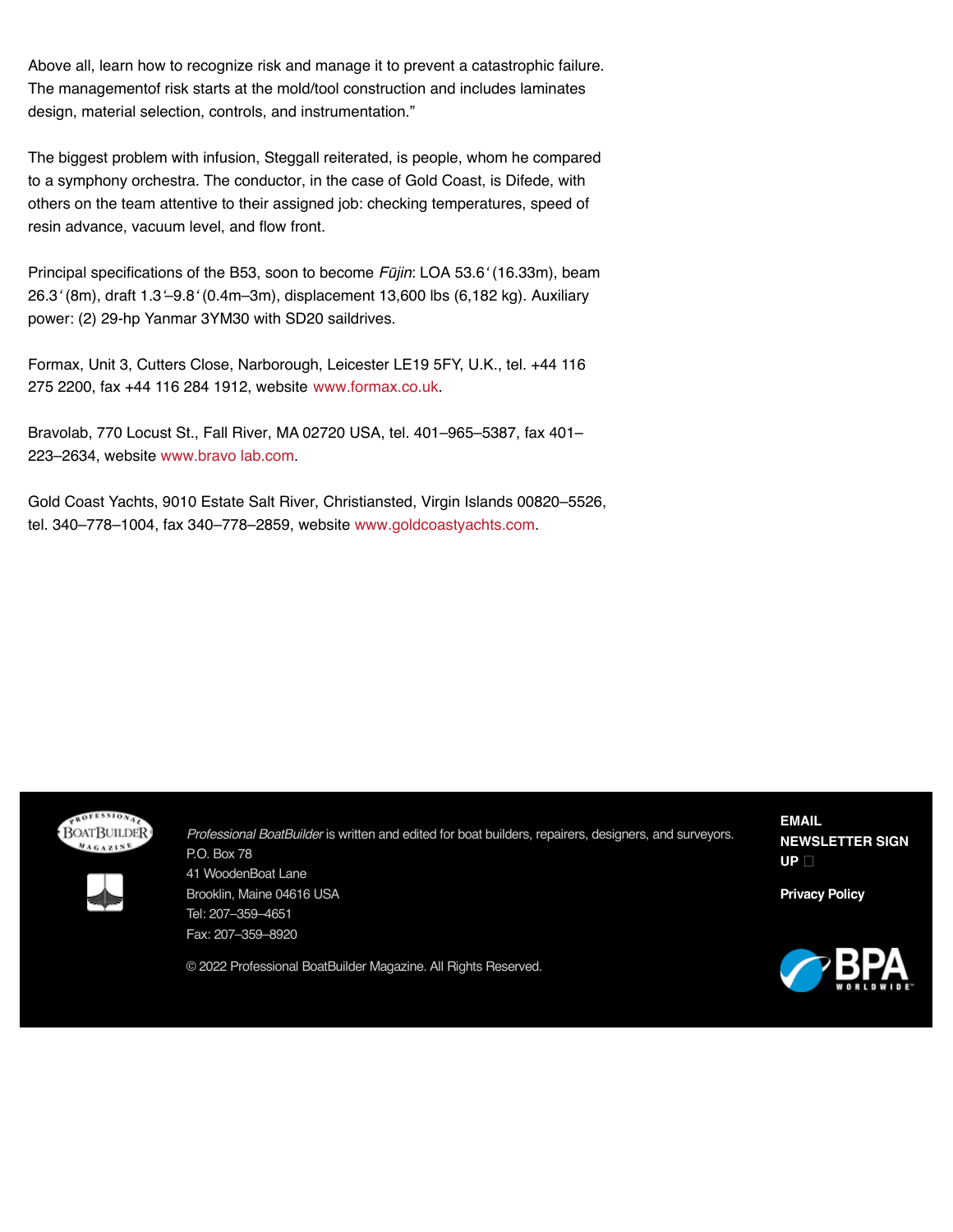Above all, learn how to recognize risk and manage it to prevent a catastrophic failure. The managementof risk starts at the mold/tool construction and includes laminates design, material selection, controls, and instrumentation."

The biggest problem with infusion, Steggall reiterated, is people, whom he compared to a symphony orchestra. The conductor, in the case of Gold Coast, is Difede, with others on the team attentive to their assigned job: checking temperatures, speed of resin advance, vacuum level, and flow front.

Principal specifications of the B53, soon to become *Fūjin*: LOA 53.6' (16.33m), beam 26.3' (8m), draft 1.3'–9.8' (0.4m–3m), displacement 13,600 lbs (6,182 kg). Auxiliary power: (2) 29-hp Yanmar 3YM30 with SD20 saildrives.

Formax, Unit 3, Cutters Close, Narborough, Leicester LE19 5FY, U.K., tel. +44 116 275 2200, fax +44 116 284 1912, website www.formax.co.uk.

Bravolab, 770 Locust St., Fall River, MA 02720 USA, tel. 401–965–5387, fax 401–223–2634, website www.bravo lab.com.

Gold Coast Yachts, 9010 Estate Salt River, Christiansted, Virgin Islands 00820–5526, tel. 340–778–1004, fax 340–778–2859, website www.goldcoastyachts.com.

*Professional BoatBuilder* is written and edited for boat builders, repairers, designers, and surveyors.
P.O. Box 78
41 WoodenBoat Lane
Brooklin, Maine 04616 USA
Tel: 207–359–4651
Fax: 207–359–8920

© 2022 Professional BoatBuilder Magazine. All Rights Reserved.

**EMAIL NEWSLETTER SIGN UP**

**Privacy Policy**